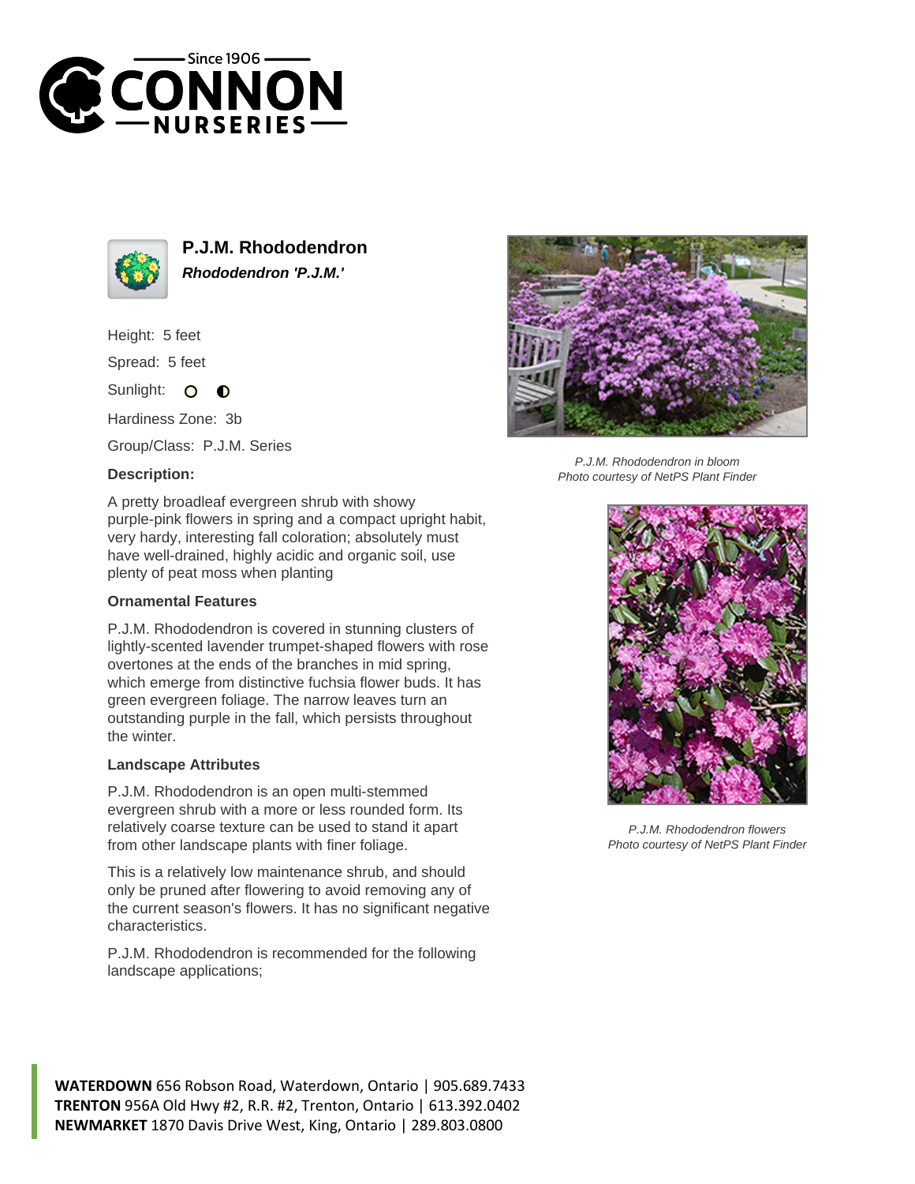# P.J.M. Rhododendron

***Rhododendron 'P.J.M.'***

Height: 5 feet

Spread: 5 feet

Sunlight:

Hardiness Zone: 3b

Group/Class: P.J.M. Series

**Description:**

A pretty broadleaf evergreen shrub with showy purple-pink flowers in spring and a compact upright habit, very hardy, interesting fall coloration; absolutely must have well-drained, highly acidic and organic soil, use plenty of peat moss when planting

### Ornamental Features

P.J.M. Rhododendron is covered in stunning clusters of lightly-scented lavender trumpet-shaped flowers with rose overtones at the ends of the branches in mid spring, which emerge from distinctive fuchsia flower buds. It has green evergreen foliage. The narrow leaves turn an outstanding purple in the fall, which persists throughout the winter.

### Landscape Attributes

P.J.M. Rhododendron is an open multi-stemmed evergreen shrub with a more or less rounded form. Its relatively coarse texture can be used to stand it apart from other landscape plants with finer foliage.

This is a relatively low maintenance shrub, and should only be pruned after flowering to avoid removing any of the current season's flowers. It has no significant negative characteristics.

P.J.M. Rhododendron is recommended for the following landscape applications;

*P.J.M. Rhododendron in bloom*
*Photo courtesy of NetPS Plant Finder*

*P.J.M. Rhododendron flowers*
*Photo courtesy of NetPS Plant Finder*

**WATERDOWN** 656 Robson Road, Waterdown, Ontario | 905.689.7433
**TRENTON** 956A Old Hwy #2, R.R. #2, Trenton, Ontario | 613.392.0402
**NEWMARKET** 1870 Davis Drive West, King, Ontario | 289.803.0800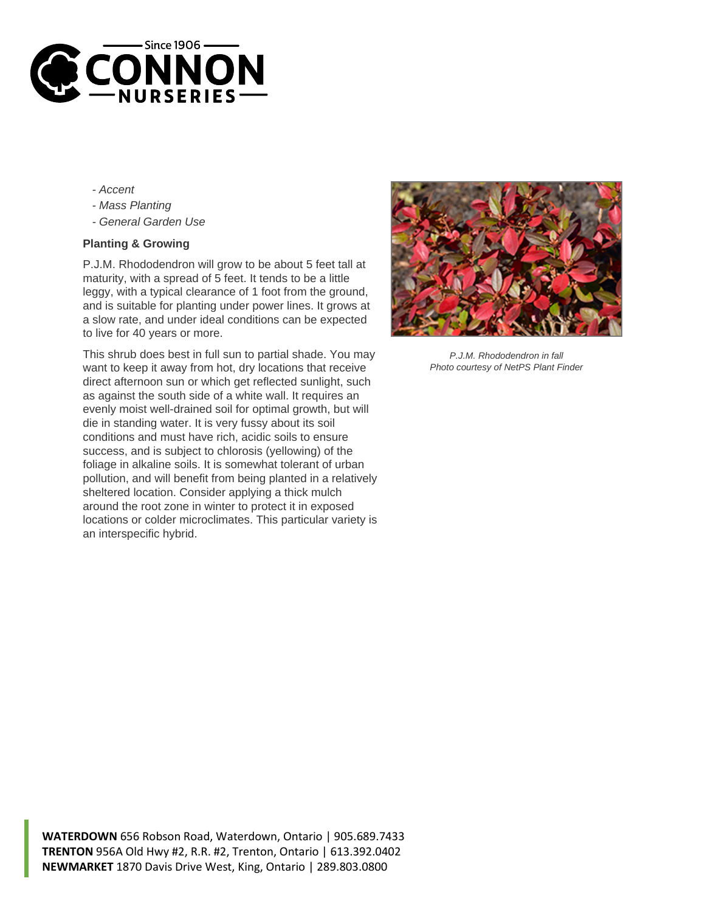- *Accent*
- *Mass Planting*
- *General Garden Use*

**Planting & Growing**

P.J.M. Rhododendron will grow to be about 5 feet tall at maturity, with a spread of 5 feet. It tends to be a little leggy, with a typical clearance of 1 foot from the ground, and is suitable for planting under power lines. It grows at a slow rate, and under ideal conditions can be expected to live for 40 years or more.

This shrub does best in full sun to partial shade. You may want to keep it away from hot, dry locations that receive direct afternoon sun or which get reflected sunlight, such as against the south side of a white wall. It requires an evenly moist well-drained soil for optimal growth, but will die in standing water. It is very fussy about its soil conditions and must have rich, acidic soils to ensure success, and is subject to chlorosis (yellowing) of the foliage in alkaline soils. It is somewhat tolerant of urban pollution, and will benefit from being planted in a relatively sheltered location. Consider applying a thick mulch around the root zone in winter to protect it in exposed locations or colder microclimates. This particular variety is an interspecific hybrid.

*P.J.M. Rhododendron in fall*
*Photo courtesy of NetPS Plant Finder*